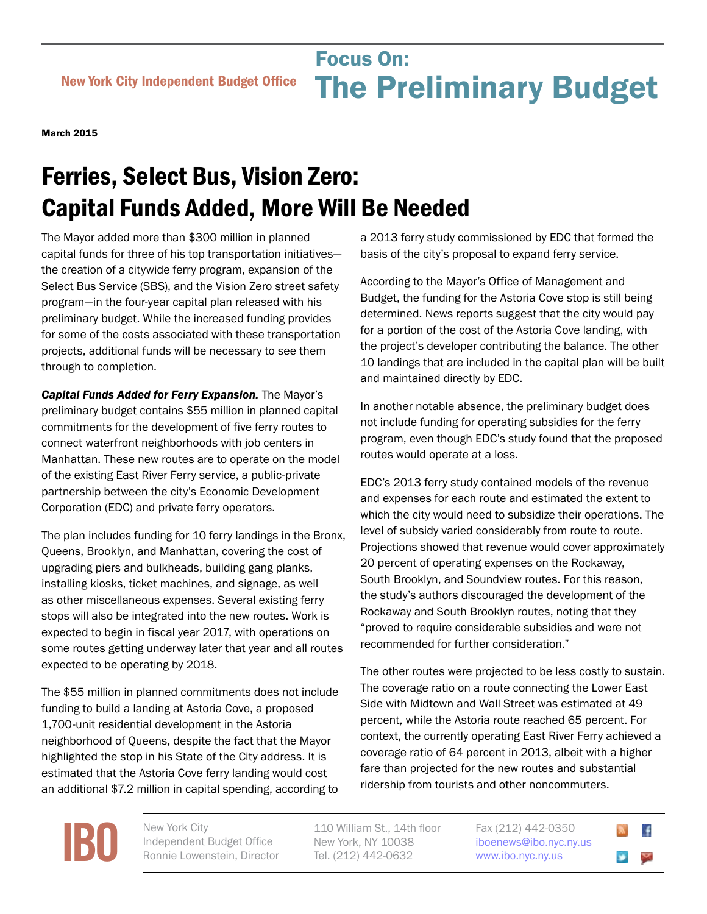New York City Independent Budget Office

# Focus On: The Preliminary Budget

March 2015

## Ferries, Select Bus, Vision Zero: Capital Funds Added, More Will Be Needed

The Mayor added more than $300 million in planned capital funds for three of his top transportation initiatives—the creation of a citywide ferry program, expansion of the Select Bus Service (SBS), and the Vision Zero street safety program—in the four-year capital plan released with his preliminary budget. While the increased funding provides for some of the costs associated with these transportation projects, additional funds will be necessary to see them through to completion.

***Capital Funds Added for Ferry Expansion.*** The Mayor's preliminary budget contains $55 million in planned capital commitments for the development of five ferry routes to connect waterfront neighborhoods with job centers in Manhattan. These new routes are to operate on the model of the existing East River Ferry service, a public-private partnership between the city's Economic Development Corporation (EDC) and private ferry operators.

The plan includes funding for 10 ferry landings in the Bronx, Queens, Brooklyn, and Manhattan, covering the cost of upgrading piers and bulkheads, building gang planks, installing kiosks, ticket machines, and signage, as well as other miscellaneous expenses. Several existing ferry stops will also be integrated into the new routes. Work is expected to begin in fiscal year 2017, with operations on some routes getting underway later that year and all routes expected to be operating by 2018.

The $55 million in planned commitments does not include funding to build a landing at Astoria Cove, a proposed 1,700-unit residential development in the Astoria neighborhood of Queens, despite the fact that the Mayor highlighted the stop in his State of the City address. It is estimated that the Astoria Cove ferry landing would cost an additional $7.2 million in capital spending, according to a 2013 ferry study commissioned by EDC that formed the basis of the city's proposal to expand ferry service.

According to the Mayor's Office of Management and Budget, the funding for the Astoria Cove stop is still being determined. News reports suggest that the city would pay for a portion of the cost of the Astoria Cove landing, with the project's developer contributing the balance. The other 10 landings that are included in the capital plan will be built and maintained directly by EDC.

In another notable absence, the preliminary budget does not include funding for operating subsidies for the ferry program, even though EDC's study found that the proposed routes would operate at a loss.

EDC's 2013 ferry study contained models of the revenue and expenses for each route and estimated the extent to which the city would need to subsidize their operations. The level of subsidy varied considerably from route to route. Projections showed that revenue would cover approximately 20 percent of operating expenses on the Rockaway, South Brooklyn, and Soundview routes. For this reason, the study's authors discouraged the development of the Rockaway and South Brooklyn routes, noting that they "proved to require considerable subsidies and were not recommended for further consideration."

The other routes were projected to be less costly to sustain. The coverage ratio on a route connecting the Lower East Side with Midtown and Wall Street was estimated at 49 percent, while the Astoria route reached 65 percent. For context, the currently operating East River Ferry achieved a coverage ratio of 64 percent in 2013, albeit with a higher fare than projected for the new routes and substantial ridership from tourists and other noncommuters.

IBO

New York City Independent Budget Office
Ronnie Lowenstein, Director

110 William St., 14th floor
New York, NY 10038
Tel. (212) 442-0632

Fax (212) 442-0350
iboenews@ibo.nyc.ny.us
www.ibo.nyc.ny.us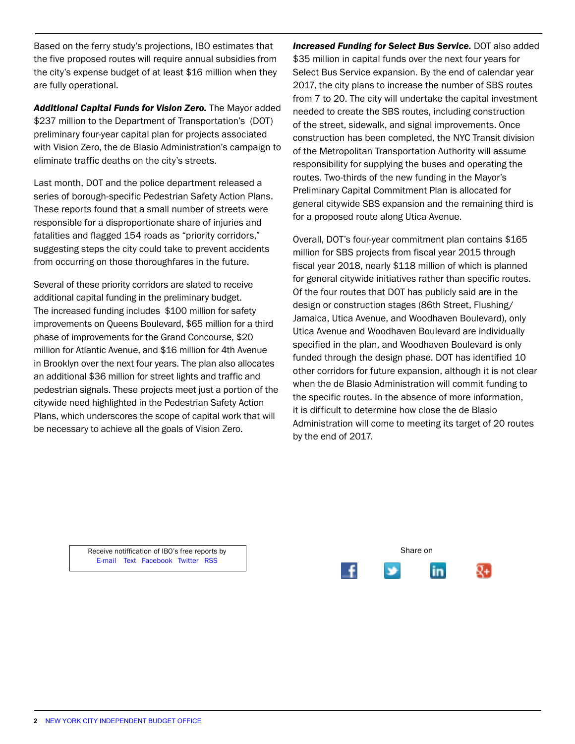Based on the ferry study's projections, IBO estimates that the five proposed routes will require annual subsidies from the city's expense budget of at least $16 million when they are fully operational.

***Additional Capital Funds for Vision Zero.*** The Mayor added $237 million to the Department of Transportation's (DOT) preliminary four-year capital plan for projects associated with Vision Zero, the de Blasio Administration's campaign to eliminate traffic deaths on the city's streets.

Last month, DOT and the police department released a series of borough-specific Pedestrian Safety Action Plans. These reports found that a small number of streets were responsible for a disproportionate share of injuries and fatalities and flagged 154 roads as "priority corridors," suggesting steps the city could take to prevent accidents from occurring on those thoroughfares in the future.

Several of these priority corridors are slated to receive additional capital funding in the preliminary budget. The increased funding includes $100 million for safety improvements on Queens Boulevard, $65 million for a third phase of improvements for the Grand Concourse, $20 million for Atlantic Avenue, and $16 million for 4th Avenue in Brooklyn over the next four years. The plan also allocates an additional $36 million for street lights and traffic and pedestrian signals. These projects meet just a portion of the citywide need highlighted in the Pedestrian Safety Action Plans, which underscores the scope of capital work that will be necessary to achieve all the goals of Vision Zero.

***Increased Funding for Select Bus Service.*** DOT also added $35 million in capital funds over the next four years for Select Bus Service expansion. By the end of calendar year 2017, the city plans to increase the number of SBS routes from 7 to 20. The city will undertake the capital investment needed to create the SBS routes, including construction of the street, sidewalk, and signal improvements. Once construction has been completed, the NYC Transit division of the Metropolitan Transportation Authority will assume responsibility for supplying the buses and operating the routes. Two-thirds of the new funding in the Mayor's Preliminary Capital Commitment Plan is allocated for general citywide SBS expansion and the remaining third is for a proposed route along Utica Avenue.

Overall, DOT's four-year commitment plan contains $165 million for SBS projects from fiscal year 2015 through fiscal year 2018, nearly $118 million of which is planned for general citywide initiatives rather than specific routes. Of the four routes that DOT has publicly said are in the design or construction stages (86th Street, Flushing/Jamaica, Utica Avenue, and Woodhaven Boulevard), only Utica Avenue and Woodhaven Boulevard are individually specified in the plan, and Woodhaven Boulevard is only funded through the design phase. DOT has identified 10 other corridors for future expansion, although it is not clear when the de Blasio Administration will commit funding to the specific routes. In the absence of more information, it is difficult to determine how close the de Blasio Administration will come to meeting its target of 20 routes by the end of 2017.

Receive notiffication of IBO's free reports by
E-mail Text Facebook Twitter RSS

Share on